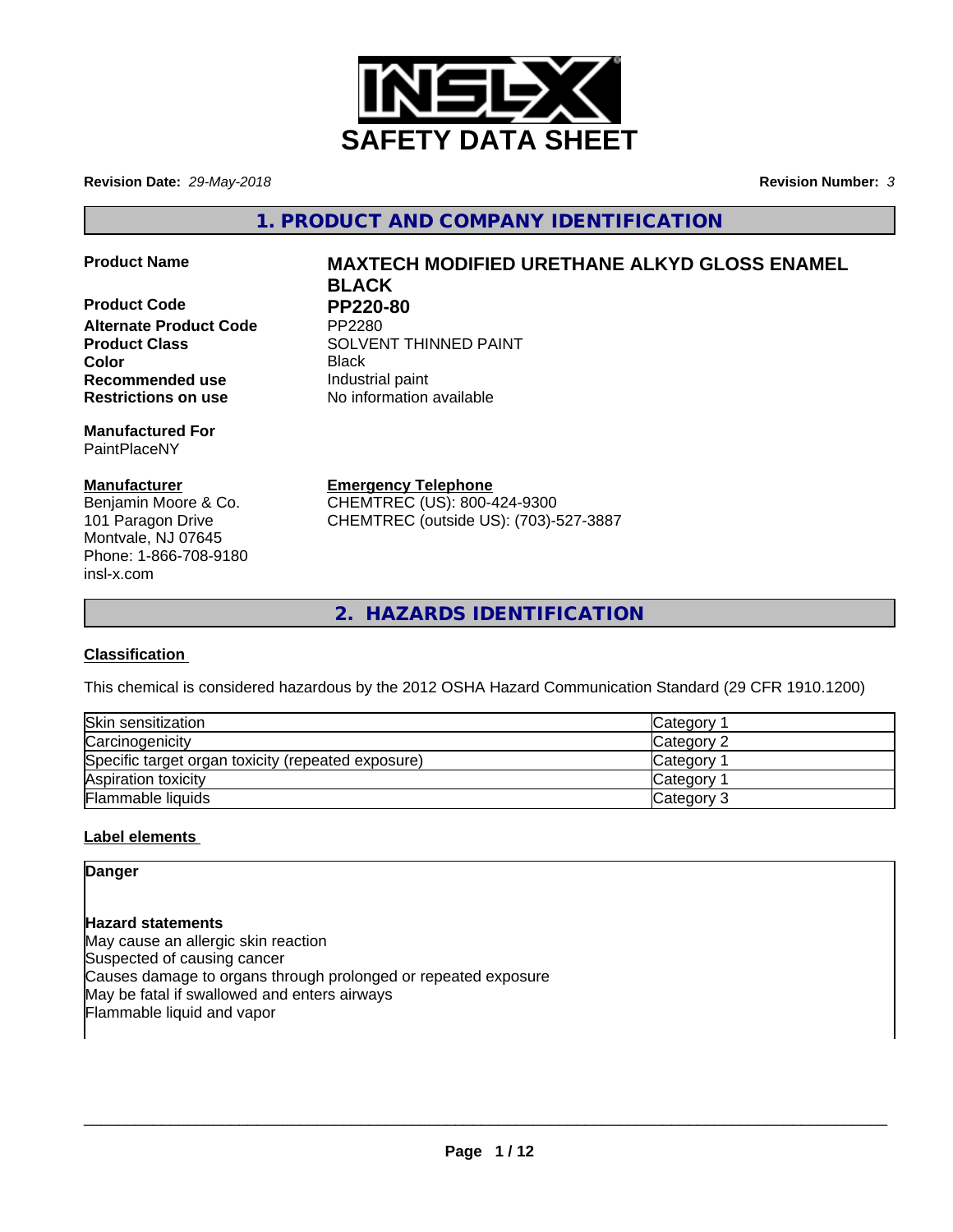# SAFETY DATA SHEET

**Revision Date:** *29-May-2018*

**Revision Number:** *3*

## 1. PRODUCT AND COMPANY IDENTIFICATION

| | |
|---|---|
| **Product Name** | **MAXTECH MODIFIED URETHANE ALKYD GLOSS ENAMEL BLACK** |
| **Product Code** | **PP220-80** |
| **Alternate Product Code** | PP2280 |
| **Product Class** | SOLVENT THINNED PAINT |
| **Color** | Black |
| **Recommended use** | Industrial paint |
| **Restrictions on use** | No information available |

**Manufactured For**
PaintPlaceNY

**Manufacturer**
Benjamin Moore & Co.
101 Paragon Drive
Montvale, NJ 07645
Phone: 1-866-708-9180
insl-x.com

**Emergency Telephone**
CHEMTREC (US): 800-424-9300
CHEMTREC (outside US): (703)-527-3887

## 2. HAZARDS IDENTIFICATION

**Classification**

This chemical is considered hazardous by the 2012 OSHA Hazard Communication Standard (29 CFR 1910.1200)

| | |
|---|---|
| Skin sensitization | Category 1 |
| Carcinogenicity | Category 2 |
| Specific target organ toxicity (repeated exposure) | Category 1 |
| Aspiration toxicity | Category 1 |
| Flammable liquids | Category 3 |

**Label elements**

**Danger**

**Hazard statements**
May cause an allergic skin reaction
Suspected of causing cancer
Causes damage to organs through prolonged or repeated exposure
May be fatal if swallowed and enters airways
Flammable liquid and vapor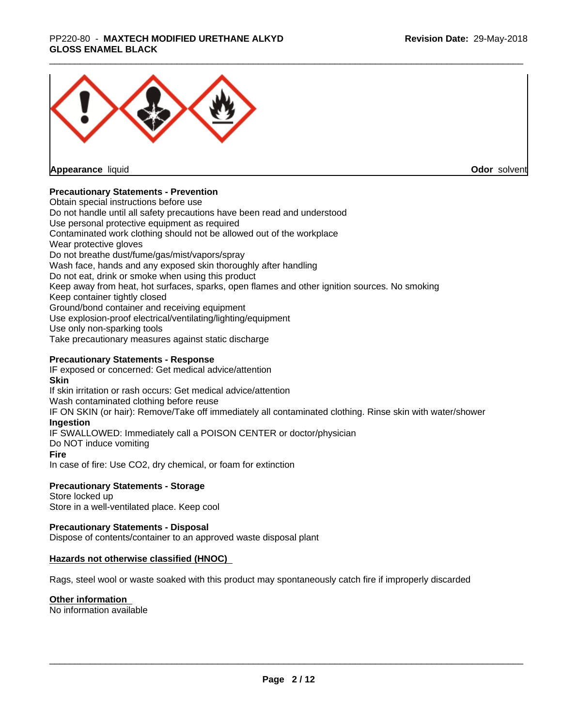**Appearance** liquid

**Odor** solvent

### Precautionary Statements - Prevention

Obtain special instructions before use
Do not handle until all safety precautions have been read and understood
Use personal protective equipment as required
Contaminated work clothing should not be allowed out of the workplace
Wear protective gloves
Do not breathe dust/fume/gas/mist/vapors/spray
Wash face, hands and any exposed skin thoroughly after handling
Do not eat, drink or smoke when using this product
Keep away from heat, hot surfaces, sparks, open flames and other ignition sources. No smoking
Keep container tightly closed
Ground/bond container and receiving equipment
Use explosion-proof electrical/ventilating/lighting/equipment
Use only non-sparking tools
Take precautionary measures against static discharge

### Precautionary Statements - Response

IF exposed or concerned: Get medical advice/attention

**Skin**

If skin irritation or rash occurs: Get medical advice/attention
Wash contaminated clothing before reuse
IF ON SKIN (or hair): Remove/Take off immediately all contaminated clothing. Rinse skin with water/shower

**Ingestion**

IF SWALLOWED: Immediately call a POISON CENTER or doctor/physician
Do NOT induce vomiting

**Fire**

In case of fire: Use CO2, dry chemical, or foam for extinction

### Precautionary Statements - Storage

Store locked up
Store in a well-ventilated place. Keep cool

### Precautionary Statements - Disposal

Dispose of contents/container to an approved waste disposal plant

### Hazards not otherwise classified (HNOC)

Rags, steel wool or waste soaked with this product may spontaneously catch fire if improperly discarded

### Other information

No information available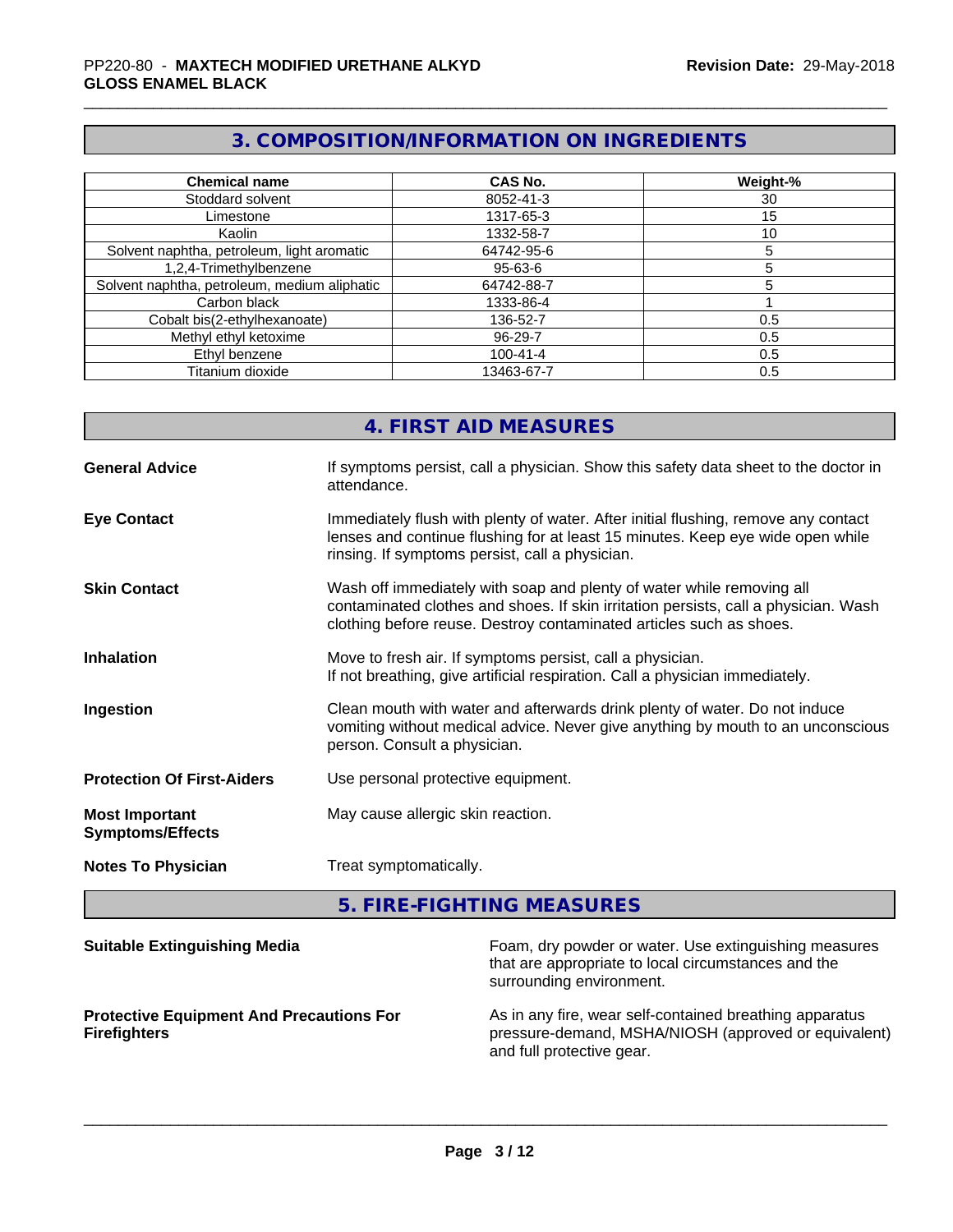## 3. COMPOSITION/INFORMATION ON INGREDIENTS

| Chemical name | CAS No. | Weight-% |
|---|---|---|
| Stoddard solvent | 8052-41-3 | 30 |
| Limestone | 1317-65-3 | 15 |
| Kaolin | 1332-58-7 | 10 |
| Solvent naphtha, petroleum, light aromatic | 64742-95-6 | 5 |
| 1,2,4-Trimethylbenzene | 95-63-6 | 5 |
| Solvent naphtha, petroleum, medium aliphatic | 64742-88-7 | 5 |
| Carbon black | 1333-86-4 | 1 |
| Cobalt bis(2-ethylhexanoate) | 136-52-7 | 0.5 |
| Methyl ethyl ketoxime | 96-29-7 | 0.5 |
| Ethyl benzene | 100-41-4 | 0.5 |
| Titanium dioxide | 13463-67-7 | 0.5 |

## 4. FIRST AID MEASURES

**General Advice** — If symptoms persist, call a physician. Show this safety data sheet to the doctor in attendance.

**Eye Contact** — Immediately flush with plenty of water. After initial flushing, remove any contact lenses and continue flushing for at least 15 minutes. Keep eye wide open while rinsing. If symptoms persist, call a physician.

**Skin Contact** — Wash off immediately with soap and plenty of water while removing all contaminated clothes and shoes. If skin irritation persists, call a physician. Wash clothing before reuse. Destroy contaminated articles such as shoes.

**Inhalation** — Move to fresh air. If symptoms persist, call a physician.
If not breathing, give artificial respiration. Call a physician immediately.

**Ingestion** — Clean mouth with water and afterwards drink plenty of water. Do not induce vomiting without medical advice. Never give anything by mouth to an unconscious person. Consult a physician.

**Protection Of First-Aiders** — Use personal protective equipment.

**Most Important Symptoms/Effects** — May cause allergic skin reaction.

**Notes To Physician** — Treat symptomatically.

## 5. FIRE-FIGHTING MEASURES

**Suitable Extinguishing Media** — Foam, dry powder or water. Use extinguishing measures that are appropriate to local circumstances and the surrounding environment.

**Protective Equipment And Precautions For Firefighters** — As in any fire, wear self-contained breathing apparatus pressure-demand, MSHA/NIOSH (approved or equivalent) and full protective gear.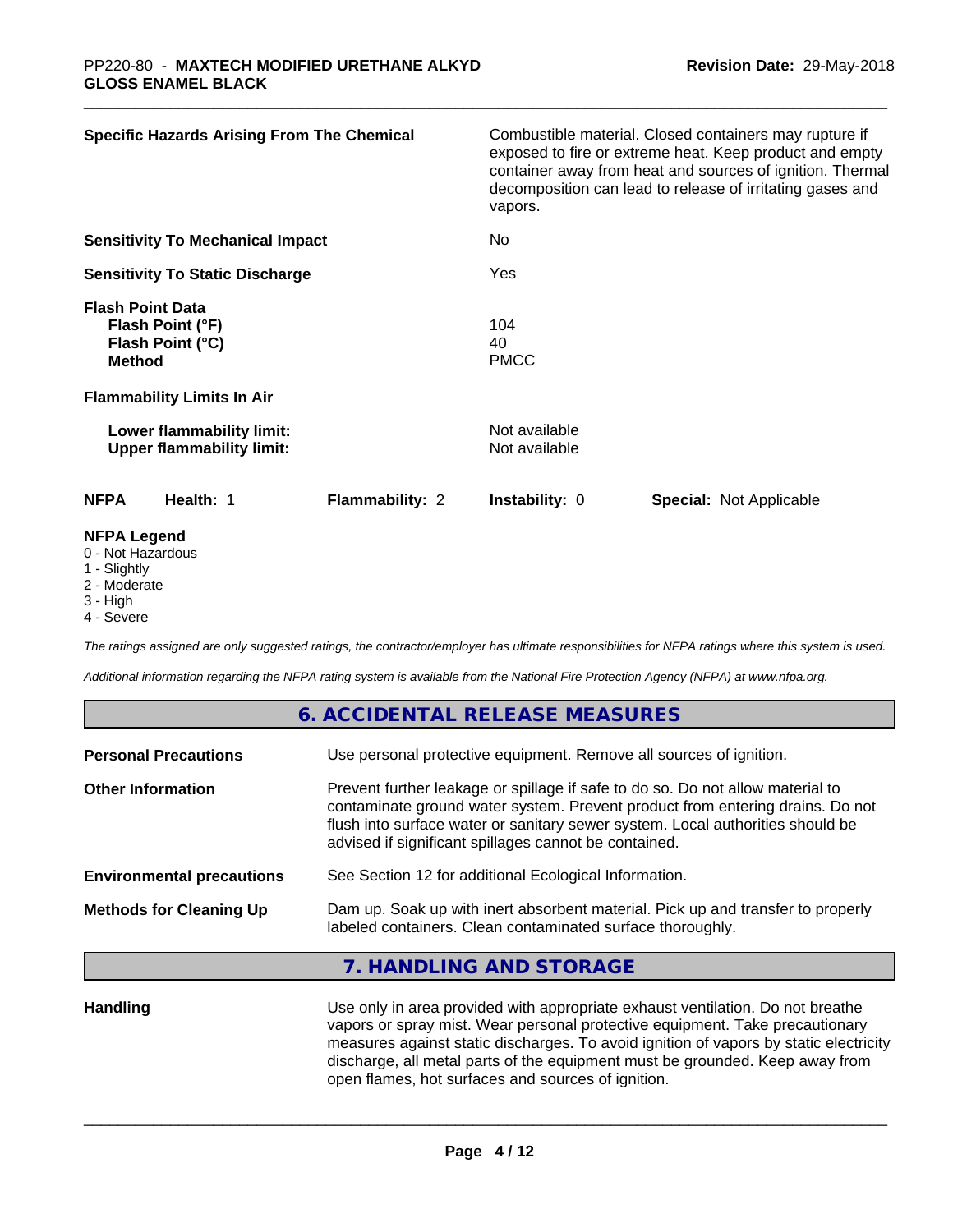| | |
|---|---|
| **Specific Hazards Arising From The Chemical** | Combustible material. Closed containers may rupture if exposed to fire or extreme heat. Keep product and empty container away from heat and sources of ignition. Thermal decomposition can lead to release of irritating gases and vapors. |
| **Sensitivity To Mechanical Impact** | No |
| **Sensitivity To Static Discharge** | Yes |

**Flash Point Data**

| | |
|---|---|
| **Flash Point (°F)** | 104 |
| **Flash Point (°C)** | 40 |
| **Method** | PMCC |

**Flammability Limits In Air**

| | |
|---|---|
| **Lower flammability limit:** | Not available |
| **Upper flammability limit:** | Not available |

| **NFPA** | **Health:** 1 | **Flammability:** 2 | **Instability:** 0 | **Special:** Not Applicable |
|---|---|---|---|---|

**NFPA Legend**
- 0 - Not Hazardous
- 1 - Slightly
- 2 - Moderate
- 3 - High
- 4 - Severe

*The ratings assigned are only suggested ratings, the contractor/employer has ultimate responsibilities for NFPA ratings where this system is used.*

*Additional information regarding the NFPA rating system is available from the National Fire Protection Agency (NFPA) at www.nfpa.org.*

## 6. ACCIDENTAL RELEASE MEASURES

| | |
|---|---|
| **Personal Precautions** | Use personal protective equipment. Remove all sources of ignition. |
| **Other Information** | Prevent further leakage or spillage if safe to do so. Do not allow material to contaminate ground water system. Prevent product from entering drains. Do not flush into surface water or sanitary sewer system. Local authorities should be advised if significant spillages cannot be contained. |
| **Environmental precautions** | See Section 12 for additional Ecological Information. |
| **Methods for Cleaning Up** | Dam up. Soak up with inert absorbent material. Pick up and transfer to properly labeled containers. Clean contaminated surface thoroughly. |

## 7. HANDLING AND STORAGE

| | |
|---|---|
| **Handling** | Use only in area provided with appropriate exhaust ventilation. Do not breathe vapors or spray mist. Wear personal protective equipment. Take precautionary measures against static discharges. To avoid ignition of vapors by static electricity discharge, all metal parts of the equipment must be grounded. Keep away from open flames, hot surfaces and sources of ignition. |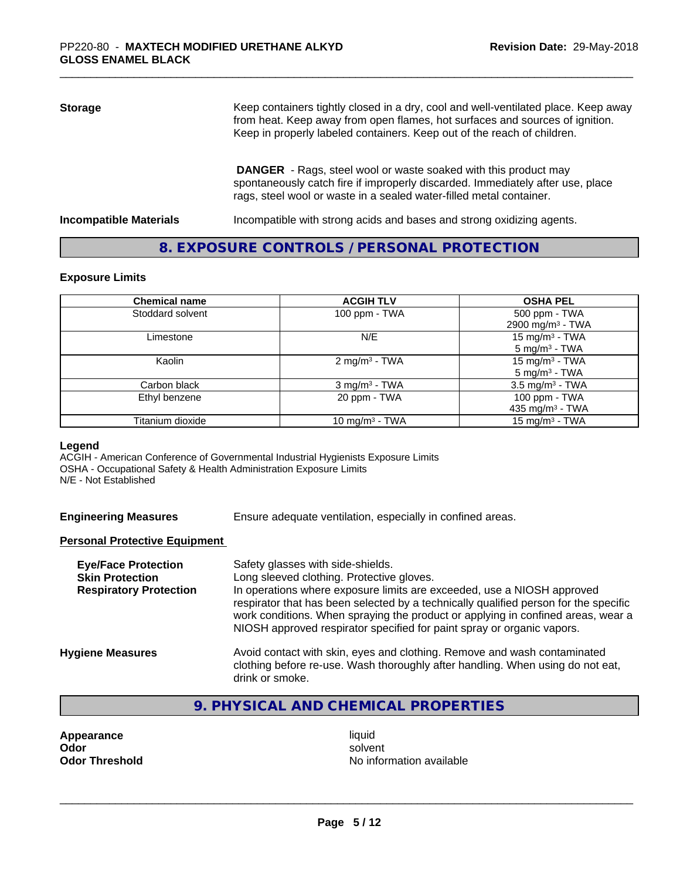**Storage**

Keep containers tightly closed in a dry, cool and well-ventilated place. Keep away from heat. Keep away from open flames, hot surfaces and sources of ignition. Keep in properly labeled containers. Keep out of the reach of children.

**DANGER** - Rags, steel wool or waste soaked with this product may spontaneously catch fire if improperly discarded. Immediately after use, place rags, steel wool or waste in a sealed water-filled metal container.

**Incompatible Materials**

Incompatible with strong acids and bases and strong oxidizing agents.

## 8. EXPOSURE CONTROLS / PERSONAL PROTECTION

### Exposure Limits

| Chemical name | ACGIH TLV | OSHA PEL |
|---|---|---|
| Stoddard solvent | 100 ppm - TWA | 500 ppm - TWA<br>2900 mg/m³ - TWA |
| Limestone | N/E | 15 mg/m³ - TWA<br>5 mg/m³ - TWA |
| Kaolin | 2 mg/m³ - TWA | 15 mg/m³ - TWA<br>5 mg/m³ - TWA |
| Carbon black | 3 mg/m³ - TWA | 3.5 mg/m³ - TWA |
| Ethyl benzene | 20 ppm - TWA | 100 ppm - TWA<br>435 mg/m³ - TWA |
| Titanium dioxide | 10 mg/m³ - TWA | 15 mg/m³ - TWA |

**Legend**

ACGIH - American Conference of Governmental Industrial Hygienists Exposure Limits
OSHA - Occupational Safety & Health Administration Exposure Limits
N/E - Not Established

**Engineering Measures**

Ensure adequate ventilation, especially in confined areas.

**Personal Protective Equipment**

**Eye/Face Protection**: Safety glasses with side-shields.

**Skin Protection**: Long sleeved clothing. Protective gloves.

**Respiratory Protection**: In operations where exposure limits are exceeded, use a NIOSH approved respirator that has been selected by a technically qualified person for the specific work conditions. When spraying the product or applying in confined areas, wear a NIOSH approved respirator specified for paint spray or organic vapors.

**Hygiene Measures**

Avoid contact with skin, eyes and clothing. Remove and wash contaminated clothing before re-use. Wash thoroughly after handling. When using do not eat, drink or smoke.

## 9. PHYSICAL AND CHEMICAL PROPERTIES

**Appearance**: liquid
**Odor**: solvent
**Odor Threshold**: No information available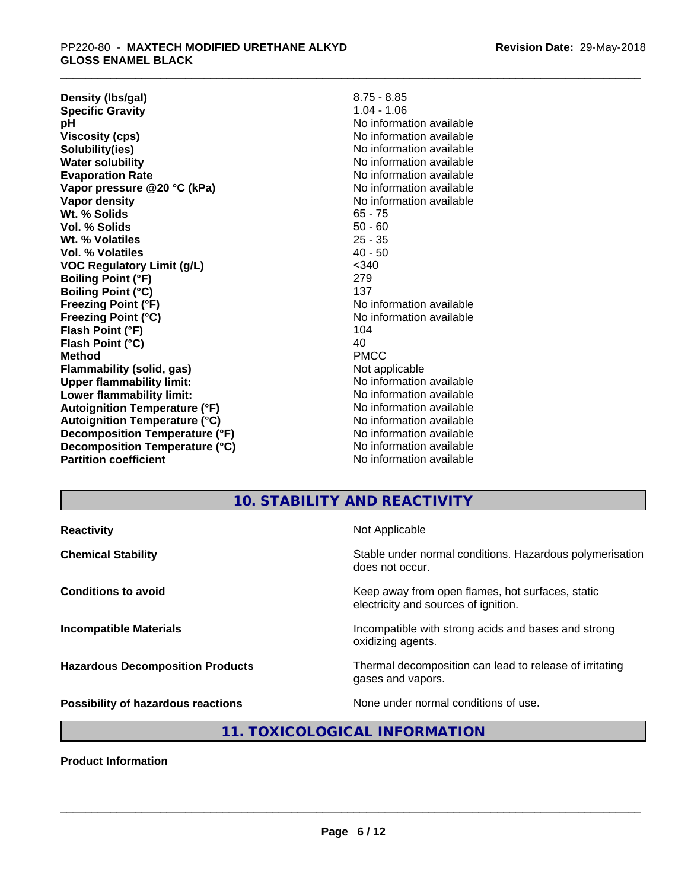| | |
|---|---|
| **Density (lbs/gal)** | 8.75 - 8.85 |
| **Specific Gravity** | 1.04 - 1.06 |
| **pH** | No information available |
| **Viscosity (cps)** | No information available |
| **Solubility(ies)** | No information available |
| **Water solubility** | No information available |
| **Evaporation Rate** | No information available |
| **Vapor pressure @20 °C (kPa)** | No information available |
| **Vapor density** | No information available |
| **Wt. % Solids** | 65 - 75 |
| **Vol. % Solids** | 50 - 60 |
| **Wt. % Volatiles** | 25 - 35 |
| **Vol. % Volatiles** | 40 - 50 |
| **VOC Regulatory Limit (g/L)** | <340 |
| **Boiling Point (°F)** | 279 |
| **Boiling Point (°C)** | 137 |
| **Freezing Point (°F)** | No information available |
| **Freezing Point (°C)** | No information available |
| **Flash Point (°F)** | 104 |
| **Flash Point (°C)** | 40 |
| **Method** | PMCC |
| **Flammability (solid, gas)** | Not applicable |
| **Upper flammability limit:** | No information available |
| **Lower flammability limit:** | No information available |
| **Autoignition Temperature (°F)** | No information available |
| **Autoignition Temperature (°C)** | No information available |
| **Decomposition Temperature (°F)** | No information available |
| **Decomposition Temperature (°C)** | No information available |
| **Partition coefficient** | No information available |

## 10. STABILITY AND REACTIVITY

| | |
|---|---|
| **Reactivity** | Not Applicable |
| **Chemical Stability** | Stable under normal conditions. Hazardous polymerisation does not occur. |
| **Conditions to avoid** | Keep away from open flames, hot surfaces, static electricity and sources of ignition. |
| **Incompatible Materials** | Incompatible with strong acids and bases and strong oxidizing agents. |
| **Hazardous Decomposition Products** | Thermal decomposition can lead to release of irritating gases and vapors. |
| **Possibility of hazardous reactions** | None under normal conditions of use. |

## 11. TOXICOLOGICAL INFORMATION

**Product Information**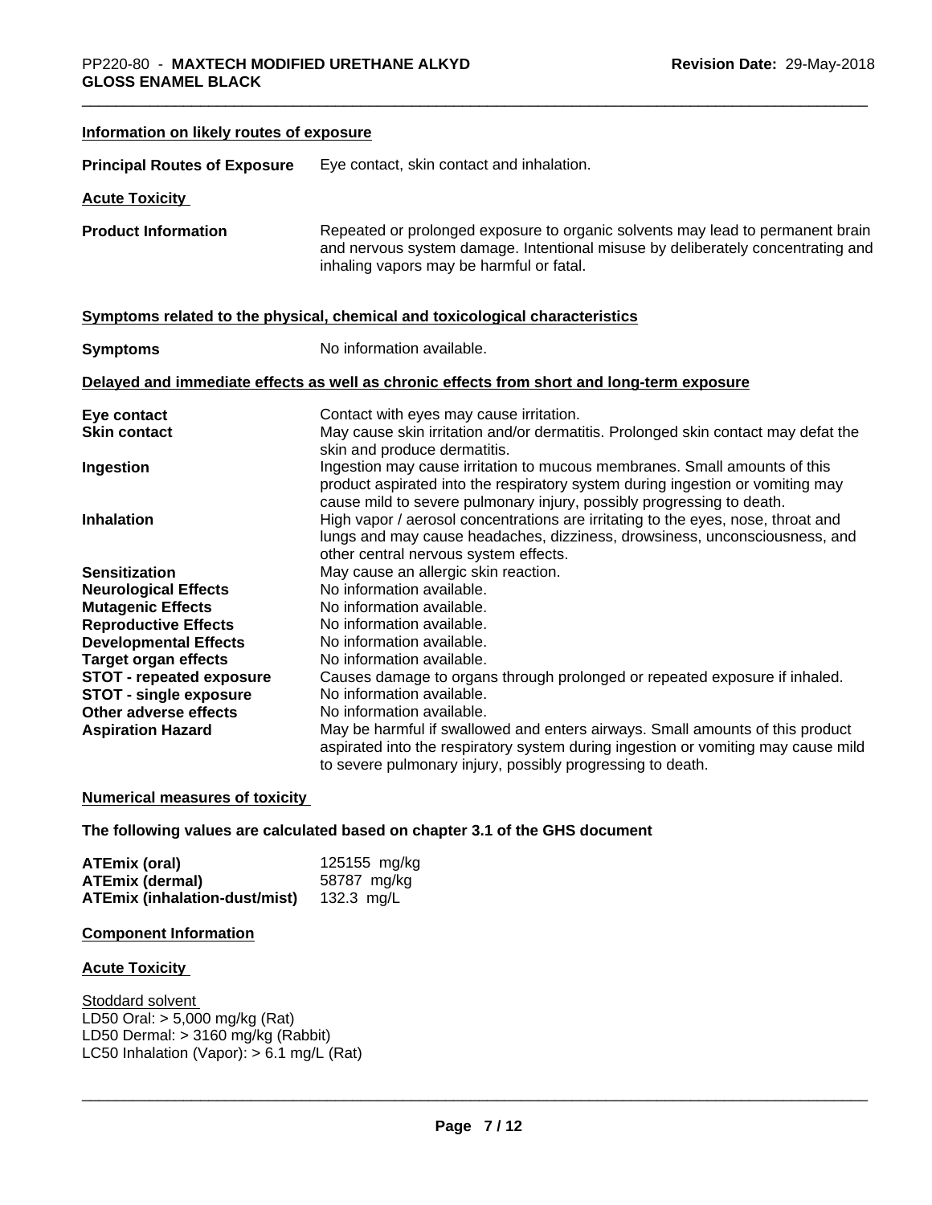### Information on likely routes of exposure

| | |
|---|---|
| **Principal Routes of Exposure** | Eye contact, skin contact and inhalation. |

### Acute Toxicity

| | |
|---|---|
| **Product Information** | Repeated or prolonged exposure to organic solvents may lead to permanent brain and nervous system damage. Intentional misuse by deliberately concentrating and inhaling vapors may be harmful or fatal. |

### Symptoms related to the physical, chemical and toxicological characteristics

| | |
|---|---|
| **Symptoms** | No information available. |

### Delayed and immediate effects as well as chronic effects from short and long-term exposure

| | |
|---|---|
| **Eye contact** | Contact with eyes may cause irritation. |
| **Skin contact** | May cause skin irritation and/or dermatitis. Prolonged skin contact may defat the skin and produce dermatitis. |
| **Ingestion** | Ingestion may cause irritation to mucous membranes. Small amounts of this product aspirated into the respiratory system during ingestion or vomiting may cause mild to severe pulmonary injury, possibly progressing to death. |
| **Inhalation** | High vapor / aerosol concentrations are irritating to the eyes, nose, throat and lungs and may cause headaches, dizziness, drowsiness, unconsciousness, and other central nervous system effects. |
| **Sensitization** | May cause an allergic skin reaction. |
| **Neurological Effects** | No information available. |
| **Mutagenic Effects** | No information available. |
| **Reproductive Effects** | No information available. |
| **Developmental Effects** | No information available. |
| **Target organ effects** | No information available. |
| **STOT - repeated exposure** | Causes damage to organs through prolonged or repeated exposure if inhaled. |
| **STOT - single exposure** | No information available. |
| **Other adverse effects** | No information available. |
| **Aspiration Hazard** | May be harmful if swallowed and enters airways. Small amounts of this product aspirated into the respiratory system during ingestion or vomiting may cause mild to severe pulmonary injury, possibly progressing to death. |

### Numerical measures of toxicity

**The following values are calculated based on chapter 3.1 of the GHS document**

| | |
|---|---|
| **ATEmix (oral)** | 125155 mg/kg |
| **ATEmix (dermal)** | 58787 mg/kg |
| **ATEmix (inhalation-dust/mist)** | 132.3 mg/L |

### Component Information

### Acute Toxicity

Stoddard solvent
LD50 Oral: > 5,000 mg/kg (Rat)
LD50 Dermal: > 3160 mg/kg (Rabbit)
LC50 Inhalation (Vapor): > 6.1 mg/L (Rat)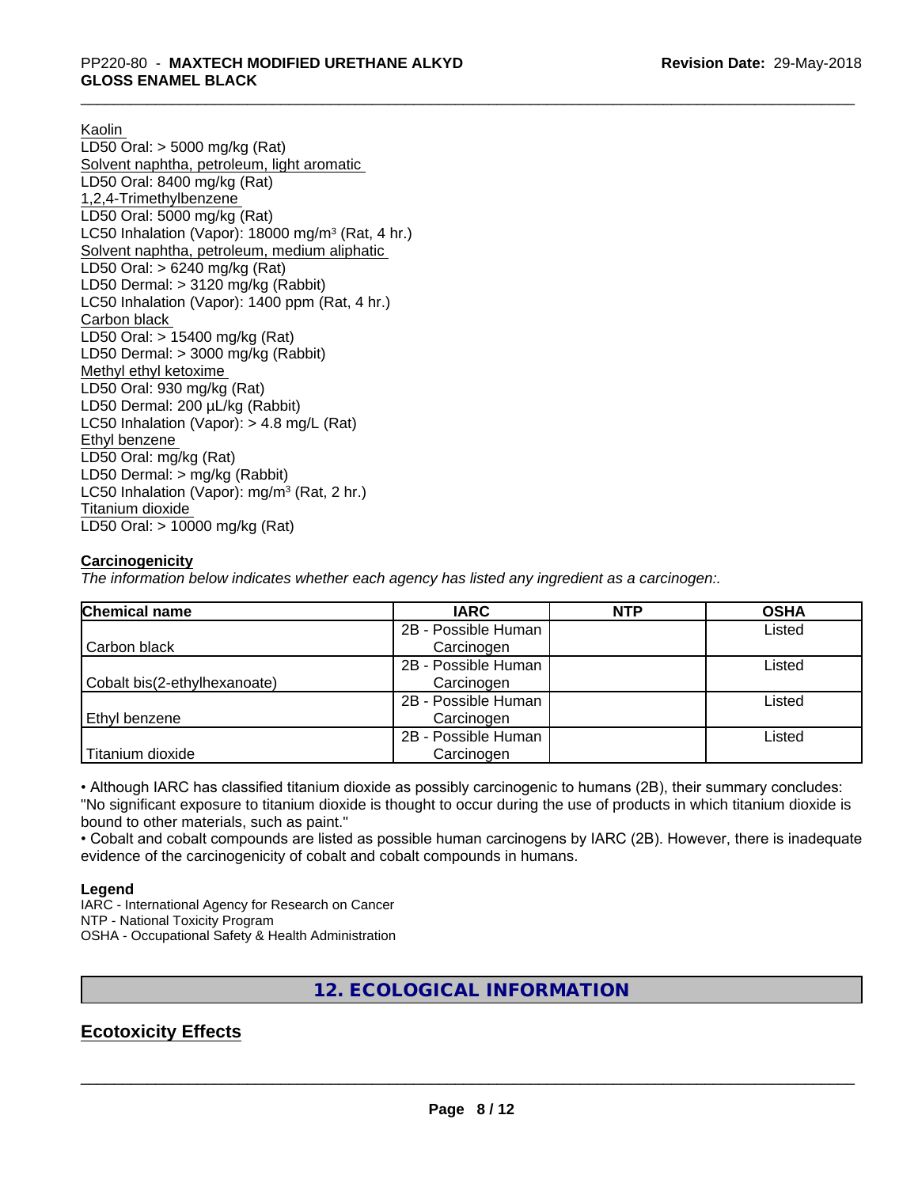Kaolin
LD50 Oral: > 5000 mg/kg (Rat)
Solvent naphtha, petroleum, light aromatic
LD50 Oral: 8400 mg/kg (Rat)
1,2,4-Trimethylbenzene
LD50 Oral: 5000 mg/kg (Rat)
LC50 Inhalation (Vapor): 18000 mg/m$^3$ (Rat, 4 hr.)
Solvent naphtha, petroleum, medium aliphatic
LD50 Oral: > 6240 mg/kg (Rat)
LD50 Dermal: > 3120 mg/kg (Rabbit)
LC50 Inhalation (Vapor): 1400 ppm (Rat, 4 hr.)
Carbon black
LD50 Oral: > 15400 mg/kg (Rat)
LD50 Dermal: > 3000 mg/kg (Rabbit)
Methyl ethyl ketoxime
LD50 Oral: 930 mg/kg (Rat)
LD50 Dermal: 200 µL/kg (Rabbit)
LC50 Inhalation (Vapor): > 4.8 mg/L (Rat)
Ethyl benzene
LD50 Oral: mg/kg (Rat)
LD50 Dermal: > mg/kg (Rabbit)
LC50 Inhalation (Vapor): mg/m$^3$ (Rat, 2 hr.)
Titanium dioxide
LD50 Oral: > 10000 mg/kg (Rat)

**Carcinogenicity**

*The information below indicates whether each agency has listed any ingredient as a carcinogen:.*

| Chemical name | IARC | NTP | OSHA |
|---|---|---|---|
| Carbon black | 2B - Possible Human Carcinogen | | Listed |
| Cobalt bis(2-ethylhexanoate) | 2B - Possible Human Carcinogen | | Listed |
| Ethyl benzene | 2B - Possible Human Carcinogen | | Listed |
| Titanium dioxide | 2B - Possible Human Carcinogen | | Listed |

• Although IARC has classified titanium dioxide as possibly carcinogenic to humans (2B), their summary concludes: "No significant exposure to titanium dioxide is thought to occur during the use of products in which titanium dioxide is bound to other materials, such as paint."
• Cobalt and cobalt compounds are listed as possible human carcinogens by IARC (2B). However, there is inadequate evidence of the carcinogenicity of cobalt and cobalt compounds in humans.

**Legend**
IARC - International Agency for Research on Cancer
NTP - National Toxicity Program
OSHA - Occupational Safety & Health Administration

## 12. ECOLOGICAL INFORMATION

## Ecotoxicity Effects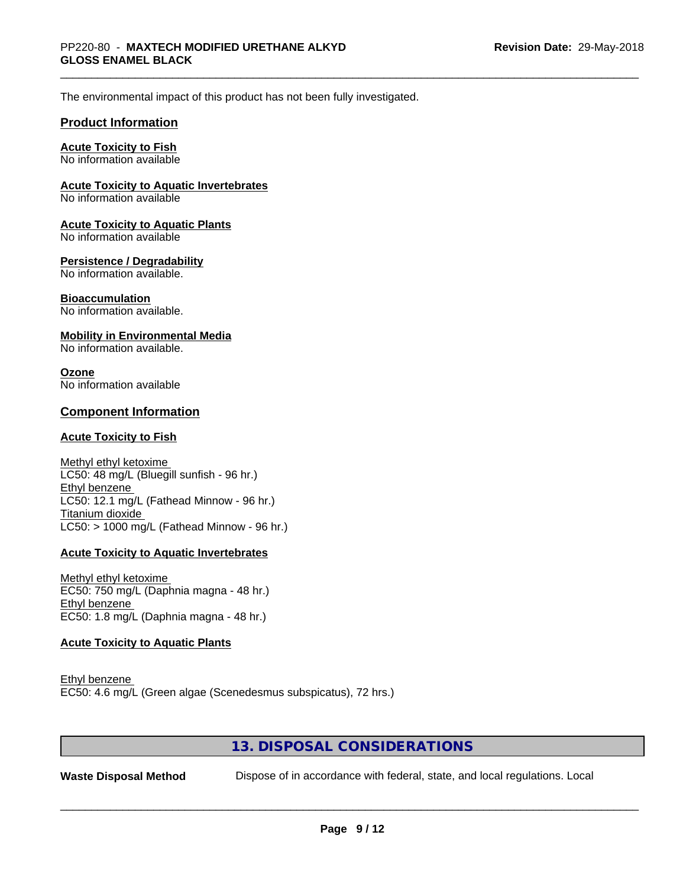The environmental impact of this product has not been fully investigated.

## Product Information

**Acute Toxicity to Fish**
No information available

**Acute Toxicity to Aquatic Invertebrates**
No information available

**Acute Toxicity to Aquatic Plants**
No information available

**Persistence / Degradability**
No information available.

**Bioaccumulation**
No information available.

**Mobility in Environmental Media**
No information available.

**Ozone**
No information available

## Component Information

**Acute Toxicity to Fish**

Methyl ethyl ketoxime
LC50: 48 mg/L (Bluegill sunfish - 96 hr.)
Ethyl benzene
LC50: 12.1 mg/L (Fathead Minnow - 96 hr.)
Titanium dioxide
LC50: > 1000 mg/L (Fathead Minnow - 96 hr.)

**Acute Toxicity to Aquatic Invertebrates**

Methyl ethyl ketoxime
EC50: 750 mg/L (Daphnia magna - 48 hr.)
Ethyl benzene
EC50: 1.8 mg/L (Daphnia magna - 48 hr.)

**Acute Toxicity to Aquatic Plants**

Ethyl benzene
EC50: 4.6 mg/L (Green algae (Scenedesmus subspicatus), 72 hrs.)

## 13. DISPOSAL CONSIDERATIONS

**Waste Disposal Method** Dispose of in accordance with federal, state, and local regulations. Local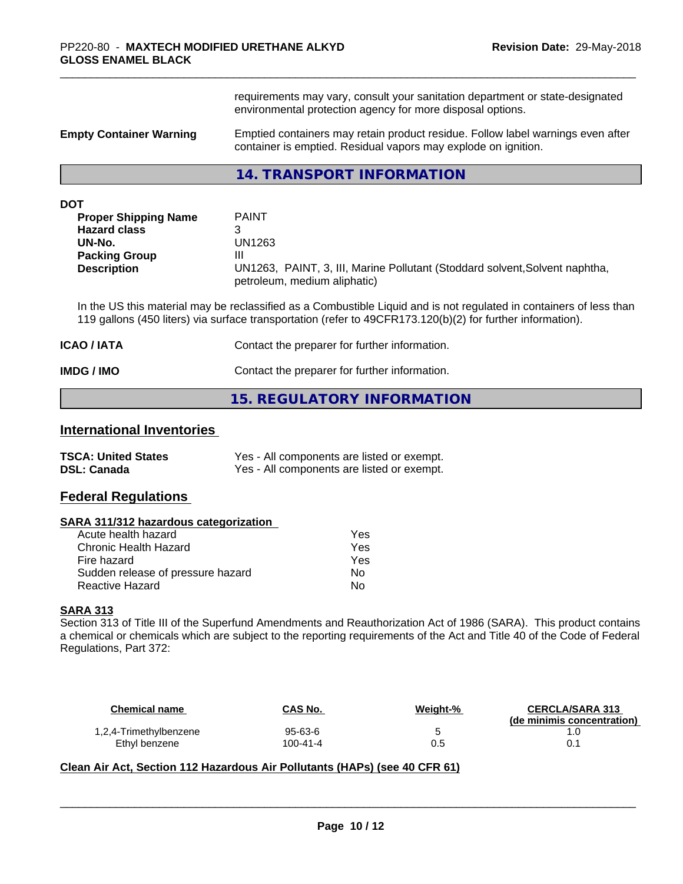requirements may vary, consult your sanitation department or state-designated environmental protection agency for more disposal options.

**Empty Container Warning** Emptied containers may retain product residue. Follow label warnings even after container is emptied. Residual vapors may explode on ignition.

## 14. TRANSPORT INFORMATION

**DOT**

| | |
|---|---|
| **Proper Shipping Name** | PAINT |
| **Hazard class** | 3 |
| **UN-No.** | UN1263 |
| **Packing Group** | III |
| **Description** | UN1263, PAINT, 3, III, Marine Pollutant (Stoddard solvent,Solvent naphtha, petroleum, medium aliphatic) |

In the US this material may be reclassified as a Combustible Liquid and is not regulated in containers of less than 119 gallons (450 liters) via surface transportation (refer to 49CFR173.120(b)(2) for further information).

**ICAO / IATA** Contact the preparer for further information.

**IMDG / IMO** Contact the preparer for further information.

## 15. REGULATORY INFORMATION

### International Inventories

| | |
|---|---|
| **TSCA: United States** | Yes - All components are listed or exempt. |
| **DSL: Canada** | Yes - All components are listed or exempt. |

### Federal Regulations

**SARA 311/312 hazardous categorization**

| | |
|---|---|
| Acute health hazard | Yes |
| Chronic Health Hazard | Yes |
| Fire hazard | Yes |
| Sudden release of pressure hazard | No |
| Reactive Hazard | No |

**SARA 313**

Section 313 of Title III of the Superfund Amendments and Reauthorization Act of 1986 (SARA). This product contains a chemical or chemicals which are subject to the reporting requirements of the Act and Title 40 of the Code of Federal Regulations, Part 372:

| Chemical name | CAS No. | Weight-% | CERCLA/SARA 313 (de minimis concentration) |
|---|---|---|---|
| 1,2,4-Trimethylbenzene | 95-63-6 | 5 | 1.0 |
| Ethyl benzene | 100-41-4 | 0.5 | 0.1 |

**Clean Air Act, Section 112 Hazardous Air Pollutants (HAPs) (see 40 CFR 61)**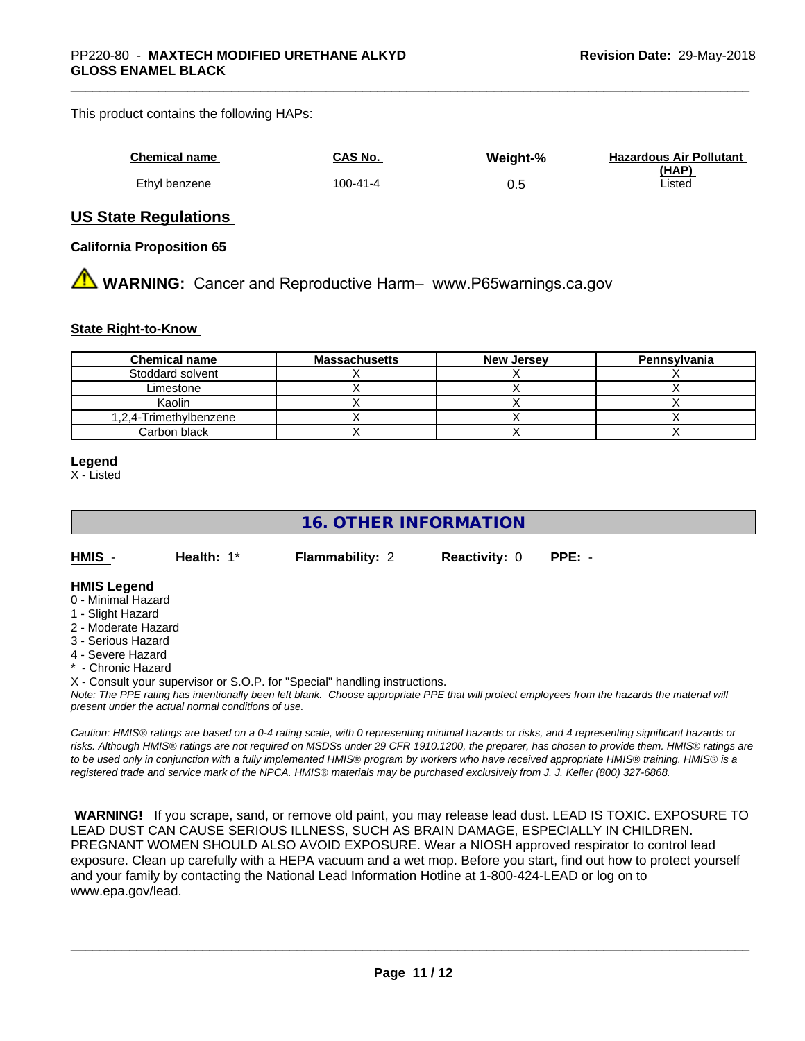This product contains the following HAPs:

| Chemical name | CAS No. | Weight-% | Hazardous Air Pollutant (HAP) |
|---|---|---|---|
| Ethyl benzene | 100-41-4 | 0.5 | Listed |

## US State Regulations

### California Proposition 65

⚠ **WARNING:** Cancer and Reproductive Harm– www.P65warnings.ca.gov

### State Right-to-Know

| Chemical name | Massachusetts | New Jersey | Pennsylvania |
|---|---|---|---|
| Stoddard solvent | X | X | X |
| Limestone | X | X | X |
| Kaolin | X | X | X |
| 1,2,4-Trimethylbenzene | X | X | X |
| Carbon black | X | X | X |

**Legend**
X - Listed

## 16. OTHER INFORMATION

**HMIS** - **Health:** 1* **Flammability:** 2 **Reactivity:** 0 **PPE:** -

**HMIS Legend**
0 - Minimal Hazard
1 - Slight Hazard
2 - Moderate Hazard
3 - Serious Hazard
4 - Severe Hazard
* - Chronic Hazard
X - Consult your supervisor or S.O.P. for "Special" handling instructions.

*Note: The PPE rating has intentionally been left blank. Choose appropriate PPE that will protect employees from the hazards the material will present under the actual normal conditions of use.*

*Caution: HMIS® ratings are based on a 0-4 rating scale, with 0 representing minimal hazards or risks, and 4 representing significant hazards or risks. Although HMIS® ratings are not required on MSDSs under 29 CFR 1910.1200, the preparer, has chosen to provide them. HMIS® ratings are to be used only in conjunction with a fully implemented HMIS® program by workers who have received appropriate HMIS® training. HMIS® is a registered trade and service mark of the NPCA. HMIS® materials may be purchased exclusively from J. J. Keller (800) 327-6868.*

**WARNING!** If you scrape, sand, or remove old paint, you may release lead dust. LEAD IS TOXIC. EXPOSURE TO LEAD DUST CAN CAUSE SERIOUS ILLNESS, SUCH AS BRAIN DAMAGE, ESPECIALLY IN CHILDREN. PREGNANT WOMEN SHOULD ALSO AVOID EXPOSURE. Wear a NIOSH approved respirator to control lead exposure. Clean up carefully with a HEPA vacuum and a wet mop. Before you start, find out how to protect yourself and your family by contacting the National Lead Information Hotline at 1-800-424-LEAD or log on to www.epa.gov/lead.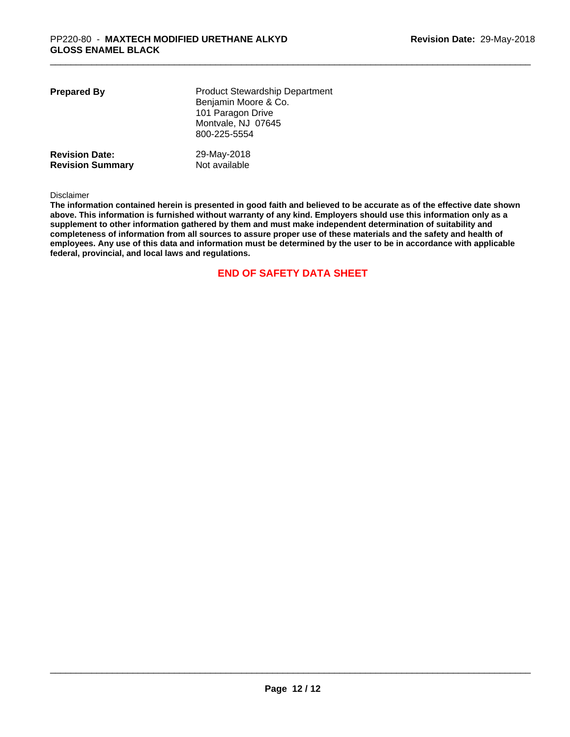| | |
|---|---|
| **Prepared By** | Product Stewardship Department<br>Benjamin Moore & Co.<br>101 Paragon Drive<br>Montvale, NJ 07645<br>800-225-5554 |
| **Revision Date:** | 29-May-2018 |
| **Revision Summary** | Not available |

Disclaimer

**The information contained herein is presented in good faith and believed to be accurate as of the effective date shown above. This information is furnished without warranty of any kind. Employers should use this information only as a supplement to other information gathered by them and must make independent determination of suitability and completeness of information from all sources to assure proper use of these materials and the safety and health of employees. Any use of this data and information must be determined by the user to be in accordance with applicable federal, provincial, and local laws and regulations.**

**END OF SAFETY DATA SHEET**